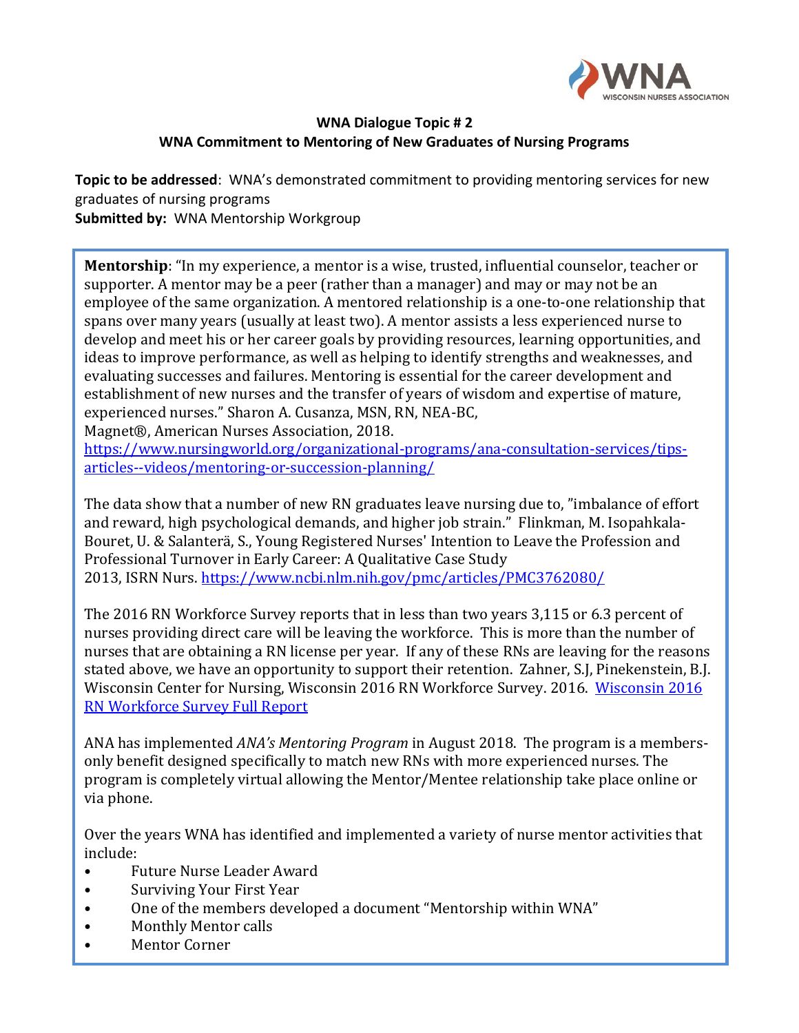**WNA Dialogue Topic # 2**

**WNA Commitment to Mentoring of New Graduates of Nursing Programs**

**Topic to be addressed**: WNA's demonstrated commitment to providing mentoring services for new graduates of nursing programs

**Submitted by:** WNA Mentorship Workgroup

**Mentorship**: "In my experience, a mentor is a wise, trusted, influential counselor, teacher or supporter. A mentor may be a peer (rather than a manager) and may or may not be an employee of the same organization. A mentored relationship is a one-to-one relationship that spans over many years (usually at least two). A mentor assists a less experienced nurse to develop and meet his or her career goals by providing resources, learning opportunities, and ideas to improve performance, as well as helping to identify strengths and weaknesses, and evaluating successes and failures. Mentoring is essential for the career development and establishment of new nurses and the transfer of years of wisdom and expertise of mature, experienced nurses." Sharon A. Cusanza, MSN, RN, NEA-BC, Magnet®, American Nurses Association, 2018. [https://www.nursingworld.org/organizational-programs/ana-consultation-services/tips-articles--videos/mentoring-or-succession-planning/](https://www.nursingworld.org/organizational-programs/ana-consultation-services/tips-articles--videos/mentoring-or-succession-planning/)

The data show that a number of new RN graduates leave nursing due to, "imbalance of effort and reward, high psychological demands, and higher job strain." Flinkman, M. Isopahkala-Bouret, U. & Salanterä, S., Young Registered Nurses' Intention to Leave the Profession and Professional Turnover in Early Career: A Qualitative Case Study 2013, ISRN Nurs. [https://www.ncbi.nlm.nih.gov/pmc/articles/PMC3762080/](https://www.ncbi.nlm.nih.gov/pmc/articles/PMC3762080/)

The 2016 RN Workforce Survey reports that in less than two years 3,115 or 6.3 percent of nurses providing direct care will be leaving the workforce. This is more than the number of nurses that are obtaining a RN license per year. If any of these RNs are leaving for the reasons stated above, we have an opportunity to support their retention. Zahner, S.J, Pinekenstein, B.J. Wisconsin Center for Nursing, Wisconsin 2016 RN Workforce Survey. 2016. Wisconsin 2016 RN Workforce Survey Full Report

ANA has implemented *ANA's Mentoring Program* in August 2018. The program is a members-only benefit designed specifically to match new RNs with more experienced nurses. The program is completely virtual allowing the Mentor/Mentee relationship take place online or via phone.

Over the years WNA has identified and implemented a variety of nurse mentor activities that include:

- Future Nurse Leader Award
- Surviving Your First Year
- One of the members developed a document "Mentorship within WNA"
- Monthly Mentor calls
- Mentor Corner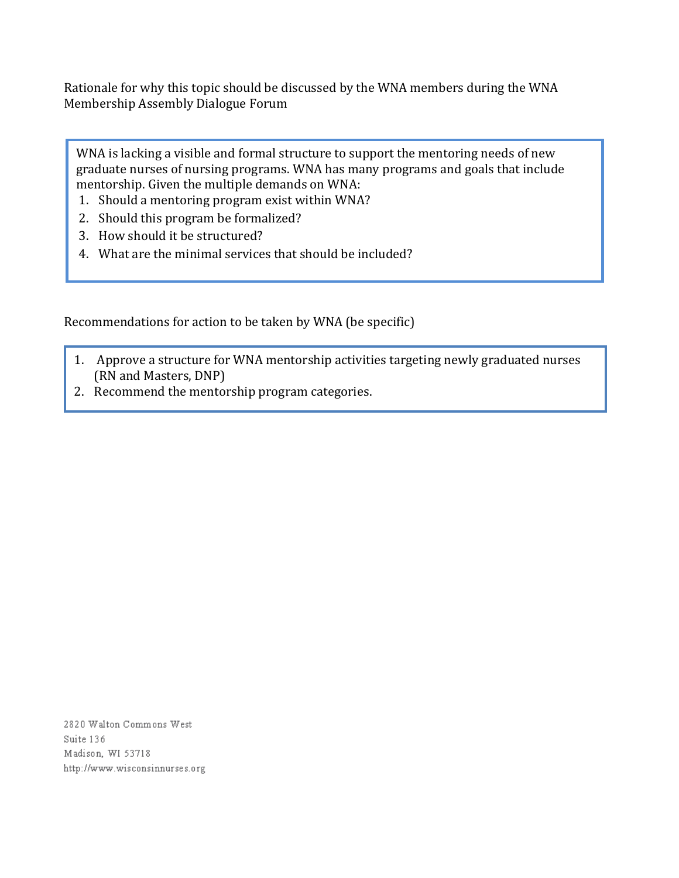Rationale for why this topic should be discussed by the WNA members during the WNA Membership Assembly Dialogue Forum

WNA is lacking a visible and formal structure to support the mentoring needs of new graduate nurses of nursing programs. WNA has many programs and goals that include mentorship. Given the multiple demands on WNA:

1. Should a mentoring program exist within WNA?
2. Should this program be formalized?
3. How should it be structured?
4. What are the minimal services that should be included?

Recommendations for action to be taken by WNA (be specific)

1. Approve a structure for WNA mentorship activities targeting newly graduated nurses (RN and Masters, DNP)
2. Recommend the mentorship program categories.

2820 Walton Commons West
Suite 136
Madison, WI 53718
http://www.wisconsinnurses.org